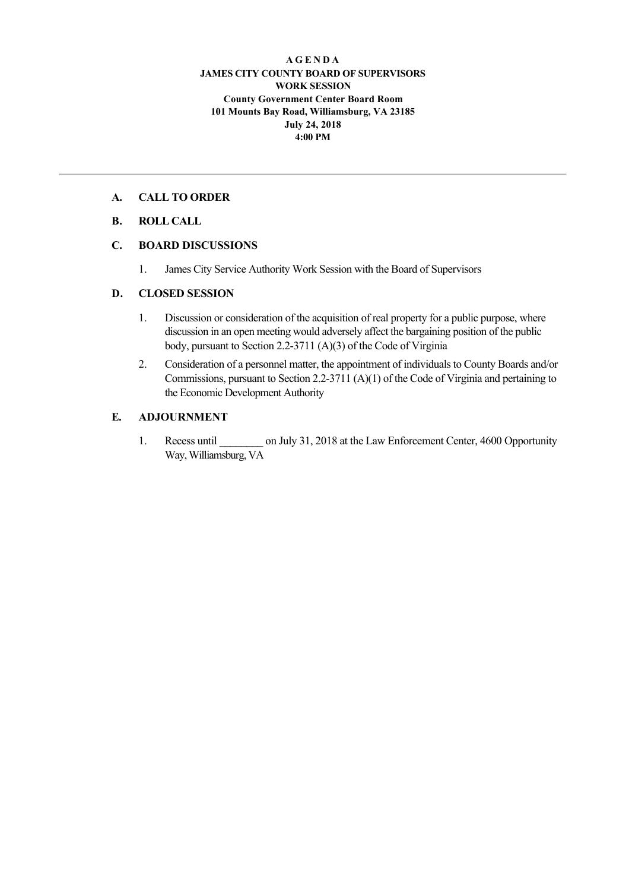**A G E N D A**
**JAMES CITY COUNTY BOARD OF SUPERVISORS**
**WORK SESSION**
**County Government Center Board Room**
**101 Mounts Bay Road, Williamsburg, VA 23185**
**July 24, 2018**
**4:00 PM**

---

## A. CALL TO ORDER

## B. ROLL CALL

## C. BOARD DISCUSSIONS

1. James City Service Authority Work Session with the Board of Supervisors

## D. CLOSED SESSION

1. Discussion or consideration of the acquisition of real property for a public purpose, where discussion in an open meeting would adversely affect the bargaining position of the public body, pursuant to Section 2.2-3711 (A)(3) of the Code of Virginia
2. Consideration of a personnel matter, the appointment of individuals to County Boards and/or Commissions, pursuant to Section 2.2-3711 (A)(1) of the Code of Virginia and pertaining to the Economic Development Authority

## E. ADJOURNMENT

1. Recess until ________ on July 31, 2018 at the Law Enforcement Center, 4600 Opportunity Way, Williamsburg, VA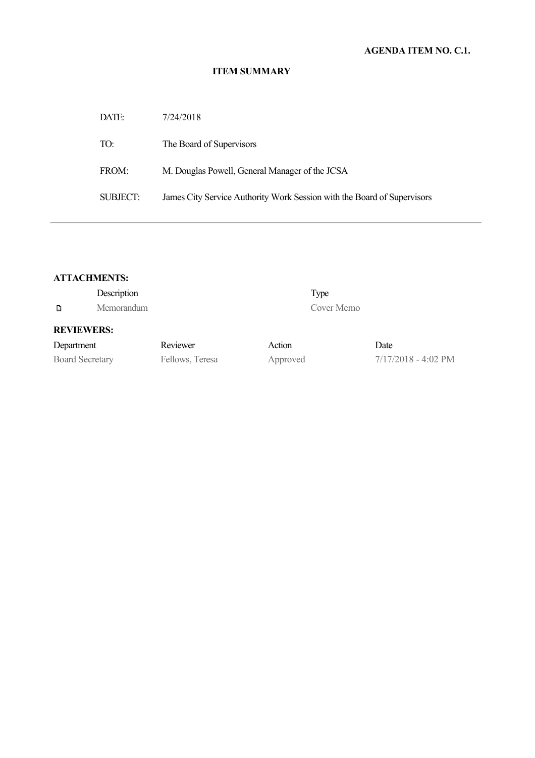**AGENDA ITEM NO. C.1.**

**ITEM SUMMARY**

| | |
|---|---|
| DATE: | 7/24/2018 |
| TO: | The Board of Supervisors |
| FROM: | M. Douglas Powell, General Manager of the JCSA |
| SUBJECT: | James City Service Authority Work Session with the Board of Supervisors |

---

**ATTACHMENTS:**

| Description | Type |
|---|---|
| Memorandum | Cover Memo |

**REVIEWERS:**

| Department | Reviewer | Action | Date |
|---|---|---|---|
| Board Secretary | Fellows, Teresa | Approved | 7/17/2018 - 4:02 PM |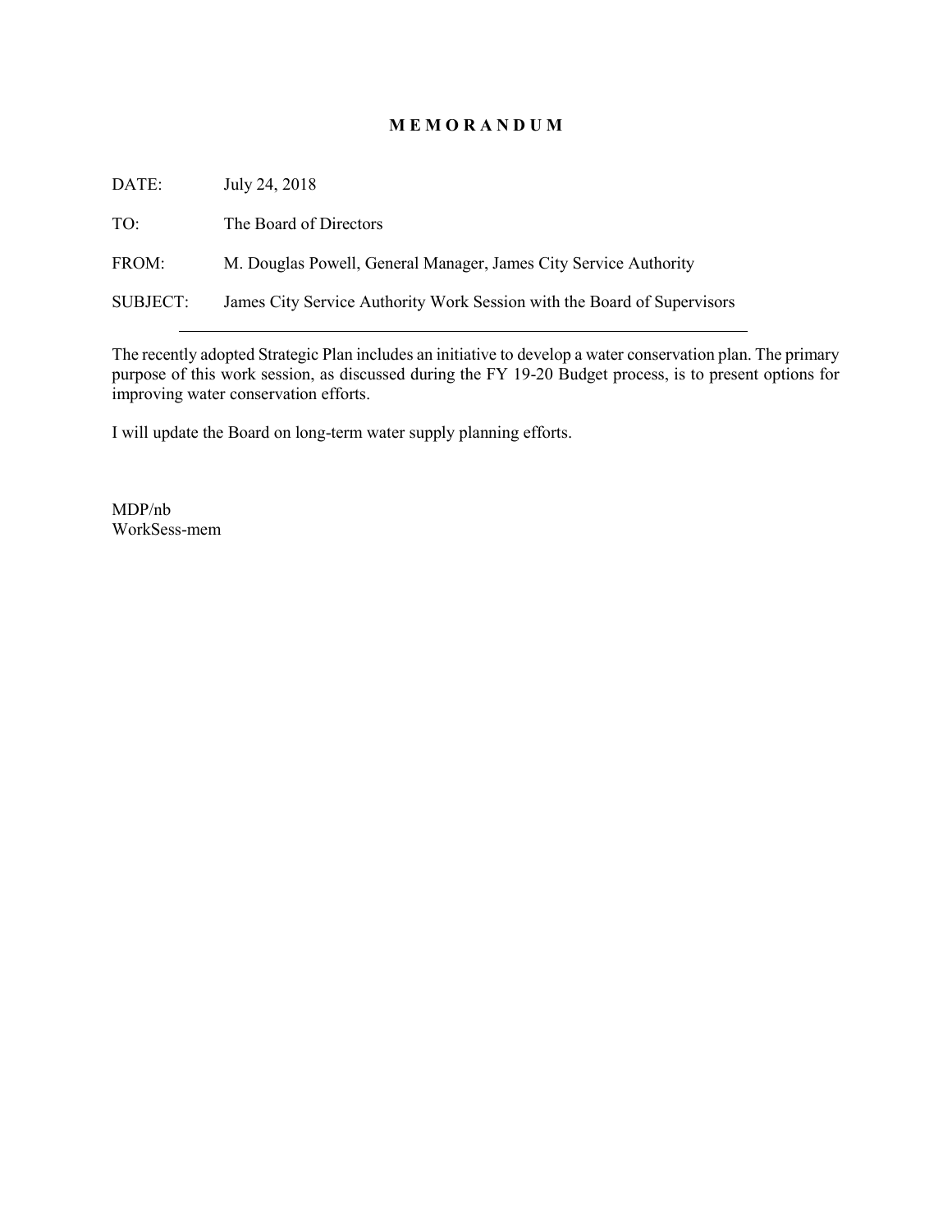# M E M O R A N D U M

DATE: July 24, 2018

TO: The Board of Directors

FROM: M. Douglas Powell, General Manager, James City Service Authority

SUBJECT: James City Service Authority Work Session with the Board of Supervisors

---

The recently adopted Strategic Plan includes an initiative to develop a water conservation plan. The primary purpose of this work session, as discussed during the FY 19-20 Budget process, is to present options for improving water conservation efforts.

I will update the Board on long-term water supply planning efforts.

MDP/nb
WorkSess-mem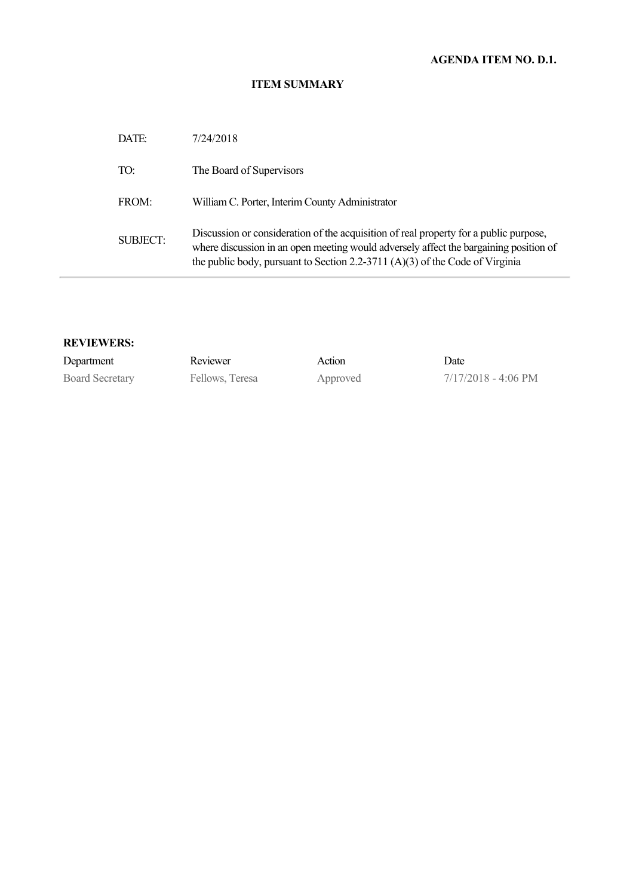**AGENDA ITEM NO. D.1.**

## ITEM SUMMARY

| | |
|---|---|
| DATE: | 7/24/2018 |
| TO: | The Board of Supervisors |
| FROM: | William C. Porter, Interim County Administrator |
| SUBJECT: | Discussion or consideration of the acquisition of real property for a public purpose, where discussion in an open meeting would adversely affect the bargaining position of the public body, pursuant to Section 2.2-3711 (A)(3) of the Code of Virginia |

**REVIEWERS:**

| Department | Reviewer | Action | Date |
|---|---|---|---|
| Board Secretary | Fellows, Teresa | Approved | 7/17/2018 - 4:06 PM |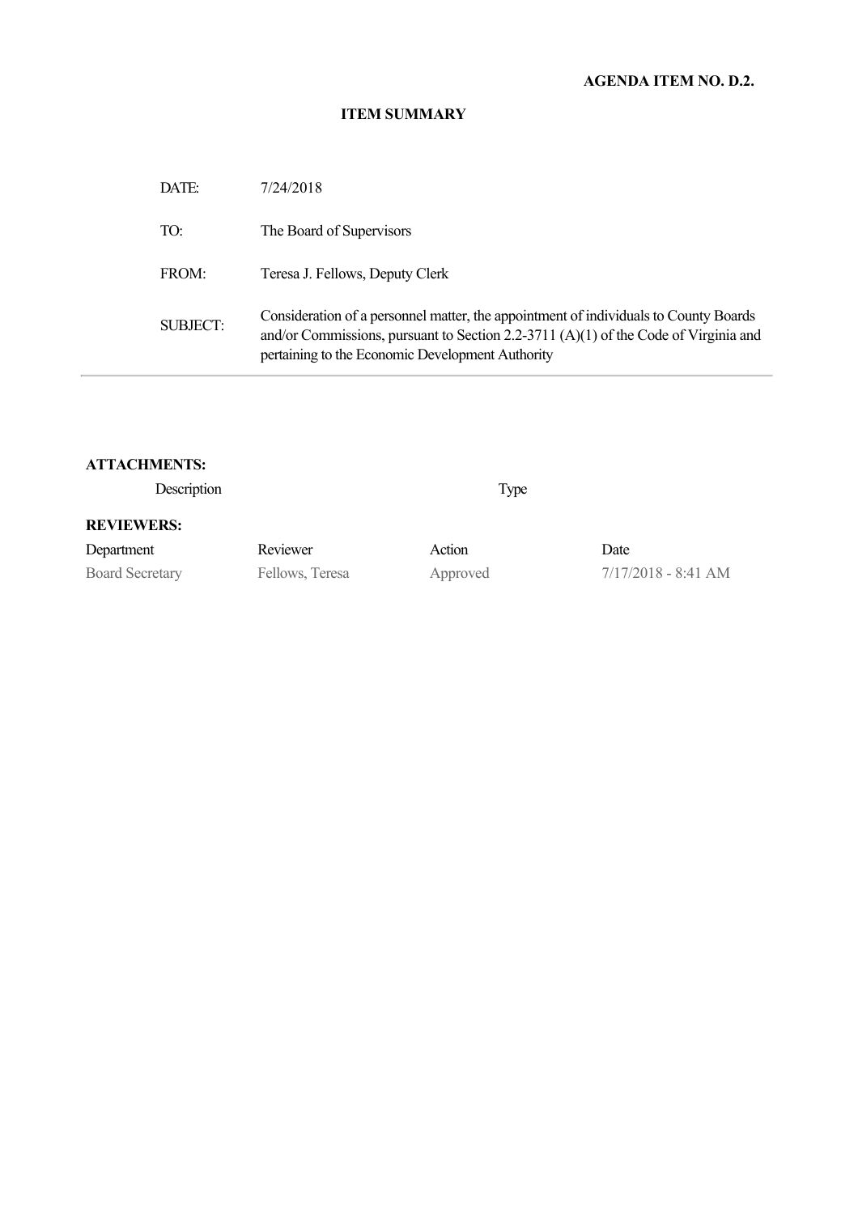**AGENDA ITEM NO. D.2.**

**ITEM SUMMARY**

| | |
|---|---|
| DATE: | 7/24/2018 |
| TO: | The Board of Supervisors |
| FROM: | Teresa J. Fellows, Deputy Clerk |
| SUBJECT: | Consideration of a personnel matter, the appointment of individuals to County Boards and/or Commissions, pursuant to Section 2.2-3711 (A)(1) of the Code of Virginia and pertaining to the Economic Development Authority |

**ATTACHMENTS:**

| Description | Type |
|---|---|

**REVIEWERS:**

| Department | Reviewer | Action | Date |
|---|---|---|---|
| Board Secretary | Fellows, Teresa | Approved | 7/17/2018 - 8:41 AM |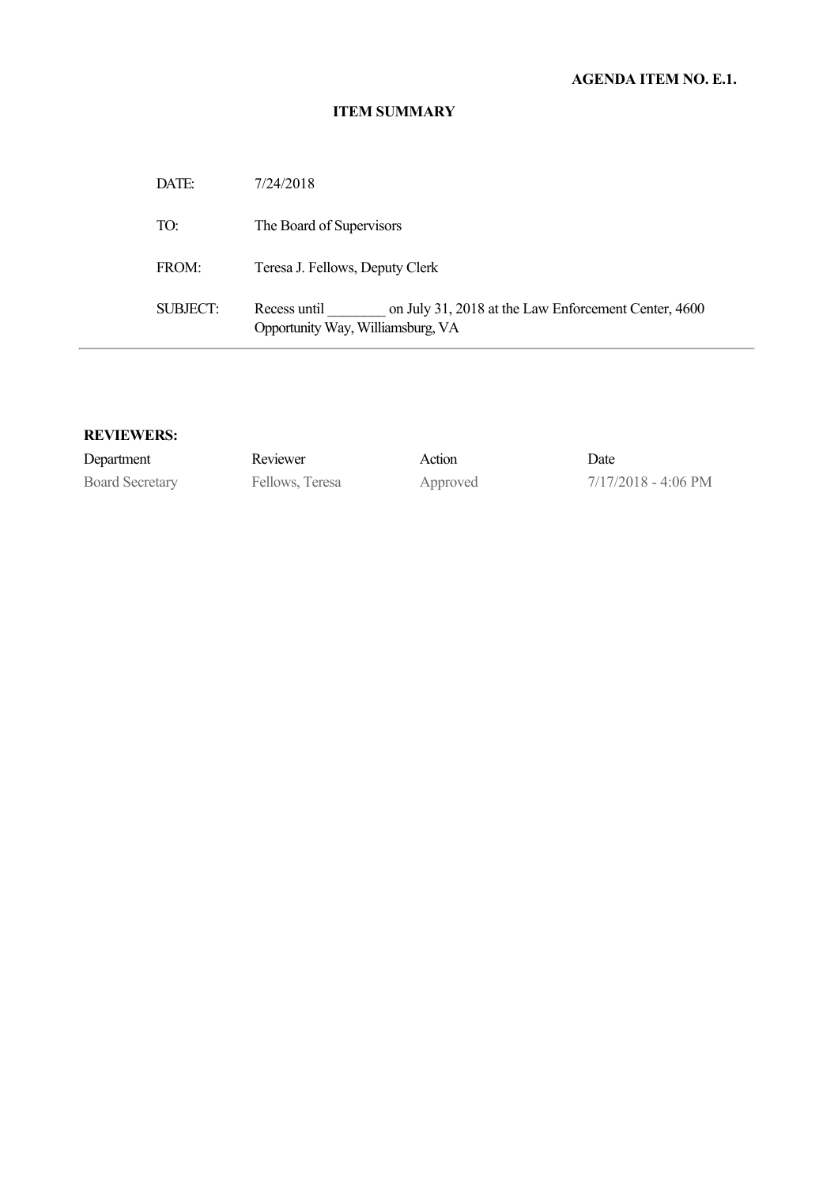**AGENDA ITEM NO. E.1.**

**ITEM SUMMARY**

| | |
|---|---|
| DATE: | 7/24/2018 |
| TO: | The Board of Supervisors |
| FROM: | Teresa J. Fellows, Deputy Clerk |
| SUBJECT: | Recess until ________ on July 31, 2018 at the Law Enforcement Center, 4600 Opportunity Way, Williamsburg, VA |

**REVIEWERS:**

| Department | Reviewer | Action | Date |
|---|---|---|---|
| Board Secretary | Fellows, Teresa | Approved | 7/17/2018 - 4:06 PM |